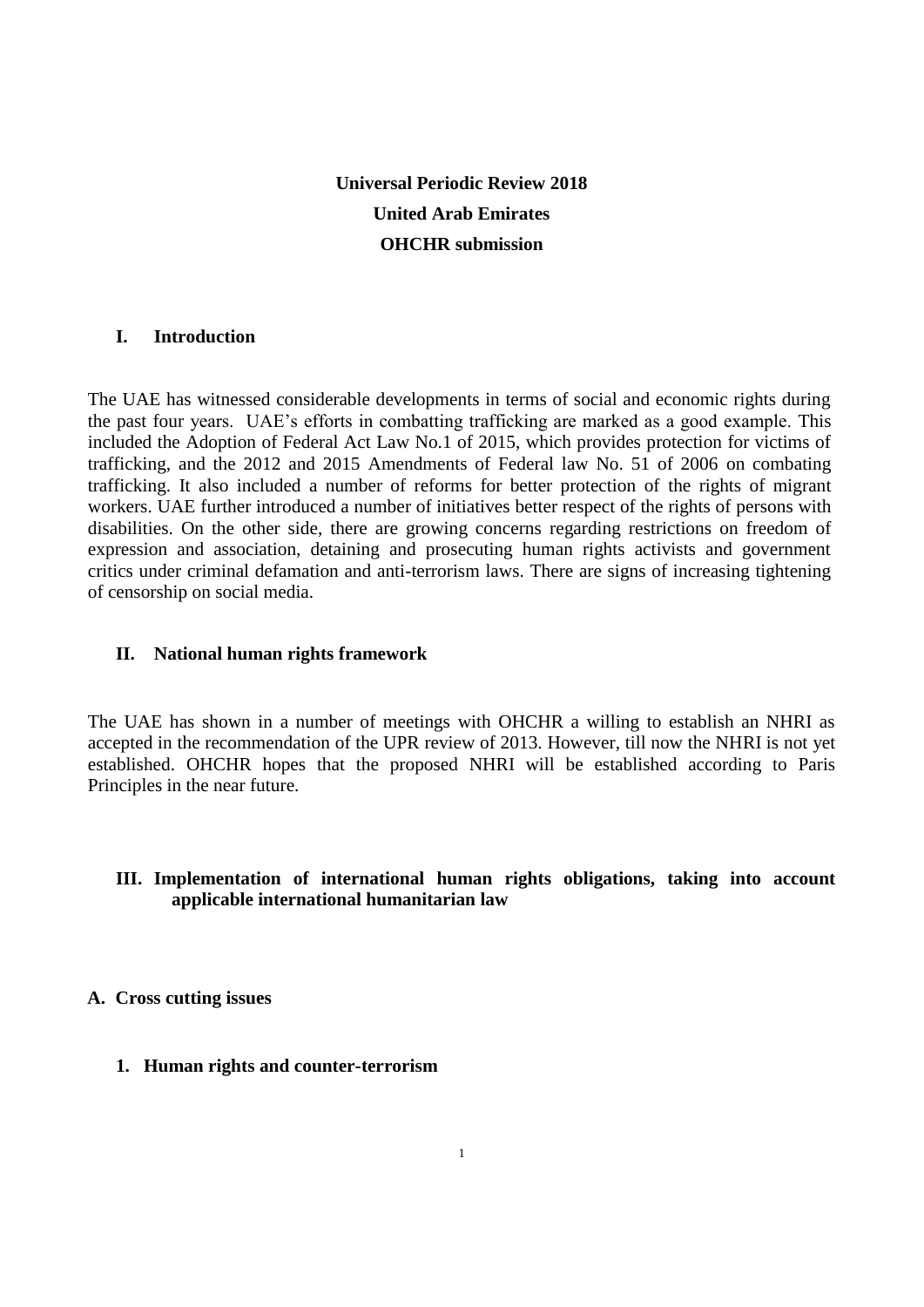**Universal Periodic Review 2018**

**United Arab Emirates**

**OHCHR submission**

## I. Introduction

The UAE has witnessed considerable developments in terms of social and economic rights during the past four years. UAE's efforts in combatting trafficking are marked as a good example. This included the Adoption of Federal Act Law No.1 of 2015, which provides protection for victims of trafficking, and the 2012 and 2015 Amendments of Federal law No. 51 of 2006 on combating trafficking. It also included a number of reforms for better protection of the rights of migrant workers. UAE further introduced a number of initiatives better respect of the rights of persons with disabilities. On the other side, there are growing concerns regarding restrictions on freedom of expression and association, detaining and prosecuting human rights activists and government critics under criminal defamation and anti-terrorism laws. There are signs of increasing tightening of censorship on social media.

## II. National human rights framework

The UAE has shown in a number of meetings with OHCHR a willing to establish an NHRI as accepted in the recommendation of the UPR review of 2013. However, till now the NHRI is not yet established. OHCHR hopes that the proposed NHRI will be established according to Paris Principles in the near future.

## III. Implementation of international human rights obligations, taking into account applicable international humanitarian law

### A. Cross cutting issues

#### 1. Human rights and counter-terrorism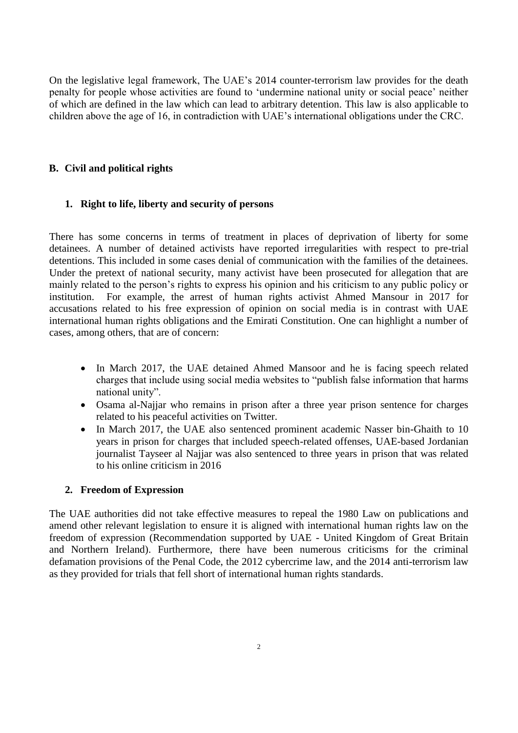On the legislative legal framework, The UAE's 2014 counter-terrorism law provides for the death penalty for people whose activities are found to 'undermine national unity or social peace' neither of which are defined in the law which can lead to arbitrary detention. This law is also applicable to children above the age of 16, in contradiction with UAE's international obligations under the CRC.

## B. Civil and political rights

### 1. Right to life, liberty and security of persons

There has some concerns in terms of treatment in places of deprivation of liberty for some detainees. A number of detained activists have reported irregularities with respect to pre-trial detentions. This included in some cases denial of communication with the families of the detainees. Under the pretext of national security, many activist have been prosecuted for allegation that are mainly related to the person's rights to express his opinion and his criticism to any public policy or institution. For example, the arrest of human rights activist Ahmed Mansour in 2017 for accusations related to his free expression of opinion on social media is in contrast with UAE international human rights obligations and the Emirati Constitution. One can highlight a number of cases, among others, that are of concern:

- In March 2017, the UAE detained Ahmed Mansoor and he is facing speech related charges that include using social media websites to "publish false information that harms national unity".
- Osama al-Najjar who remains in prison after a three year prison sentence for charges related to his peaceful activities on Twitter.
- In March 2017, the UAE also sentenced prominent academic Nasser bin-Ghaith to 10 years in prison for charges that included speech-related offenses, UAE-based Jordanian journalist Tayseer al Najjar was also sentenced to three years in prison that was related to his online criticism in 2016

### 2. Freedom of Expression

The UAE authorities did not take effective measures to repeal the 1980 Law on publications and amend other relevant legislation to ensure it is aligned with international human rights law on the freedom of expression (Recommendation supported by UAE - United Kingdom of Great Britain and Northern Ireland). Furthermore, there have been numerous criticisms for the criminal defamation provisions of the Penal Code, the 2012 cybercrime law, and the 2014 anti-terrorism law as they provided for trials that fell short of international human rights standards.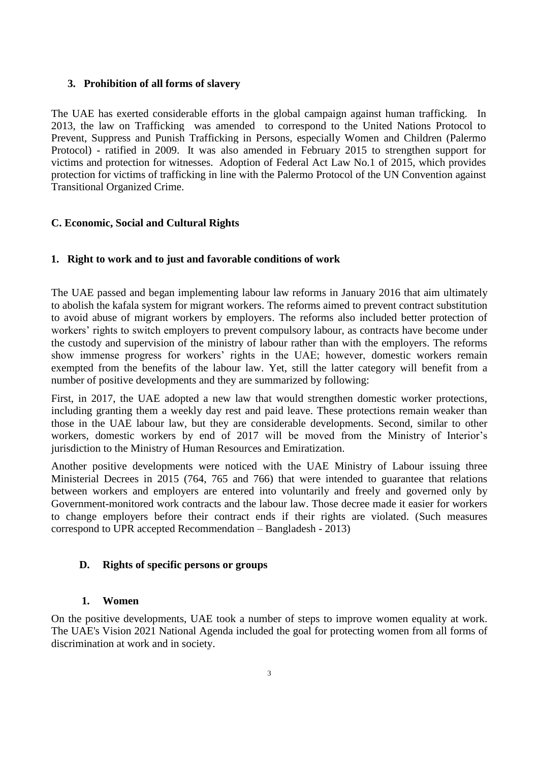### 3. Prohibition of all forms of slavery

The UAE has exerted considerable efforts in the global campaign against human trafficking. In 2013, the law on Trafficking was amended to correspond to the United Nations Protocol to Prevent, Suppress and Punish Trafficking in Persons, especially Women and Children (Palermo Protocol) - ratified in 2009. It was also amended in February 2015 to strengthen support for victims and protection for witnesses. Adoption of Federal Act Law No.1 of 2015, which provides protection for victims of trafficking in line with the Palermo Protocol of the UN Convention against Transitional Organized Crime.

## C. Economic, Social and Cultural Rights

### 1. Right to work and to just and favorable conditions of work

The UAE passed and began implementing labour law reforms in January 2016 that aim ultimately to abolish the kafala system for migrant workers. The reforms aimed to prevent contract substitution to avoid abuse of migrant workers by employers. The reforms also included better protection of workers' rights to switch employers to prevent compulsory labour, as contracts have become under the custody and supervision of the ministry of labour rather than with the employers. The reforms show immense progress for workers' rights in the UAE; however, domestic workers remain exempted from the benefits of the labour law. Yet, still the latter category will benefit from a number of positive developments and they are summarized by following:

First, in 2017, the UAE adopted a new law that would strengthen domestic worker protections, including granting them a weekly day rest and paid leave. These protections remain weaker than those in the UAE labour law, but they are considerable developments. Second, similar to other workers, domestic workers by end of 2017 will be moved from the Ministry of Interior's jurisdiction to the Ministry of Human Resources and Emiratization.

Another positive developments were noticed with the UAE Ministry of Labour issuing three Ministerial Decrees in 2015 (764, 765 and 766) that were intended to guarantee that relations between workers and employers are entered into voluntarily and freely and governed only by Government-monitored work contracts and the labour law. Those decree made it easier for workers to change employers before their contract ends if their rights are violated. (Such measures correspond to UPR accepted Recommendation – Bangladesh - 2013)

## D. Rights of specific persons or groups

### 1. Women

On the positive developments, UAE took a number of steps to improve women equality at work. The UAE's Vision 2021 National Agenda included the goal for protecting women from all forms of discrimination at work and in society.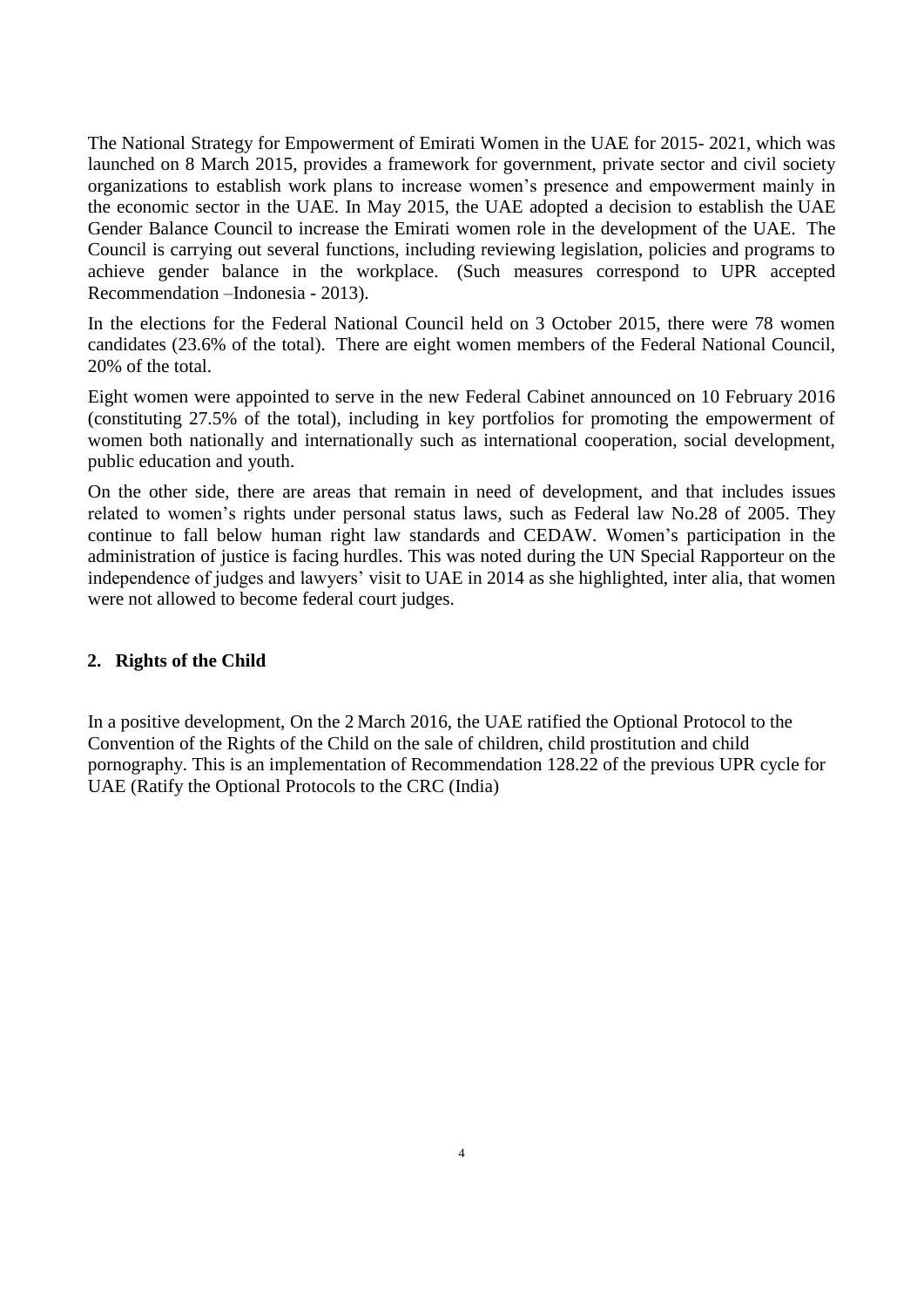The National Strategy for Empowerment of Emirati Women in the UAE for 2015- 2021, which was launched on 8 March 2015, provides a framework for government, private sector and civil society organizations to establish work plans to increase women's presence and empowerment mainly in the economic sector in the UAE. In May 2015, the UAE adopted a decision to establish the UAE Gender Balance Council to increase the Emirati women role in the development of the UAE. The Council is carrying out several functions, including reviewing legislation, policies and programs to achieve gender balance in the workplace. (Such measures correspond to UPR accepted Recommendation –Indonesia - 2013).

In the elections for the Federal National Council held on 3 October 2015, there were 78 women candidates (23.6% of the total). There are eight women members of the Federal National Council, 20% of the total.

Eight women were appointed to serve in the new Federal Cabinet announced on 10 February 2016 (constituting 27.5% of the total), including in key portfolios for promoting the empowerment of women both nationally and internationally such as international cooperation, social development, public education and youth.

On the other side, there are areas that remain in need of development, and that includes issues related to women's rights under personal status laws, such as Federal law No.28 of 2005. They continue to fall below human right law standards and CEDAW. Women's participation in the administration of justice is facing hurdles. This was noted during the UN Special Rapporteur on the independence of judges and lawyers' visit to UAE in 2014 as she highlighted, inter alia, that women were not allowed to become federal court judges.

## 2. Rights of the Child

In a positive development, On the 2 March 2016, the UAE ratified the Optional Protocol to the Convention of the Rights of the Child on the sale of children, child prostitution and child pornography. This is an implementation of Recommendation 128.22 of the previous UPR cycle for UAE (Ratify the Optional Protocols to the CRC (India)